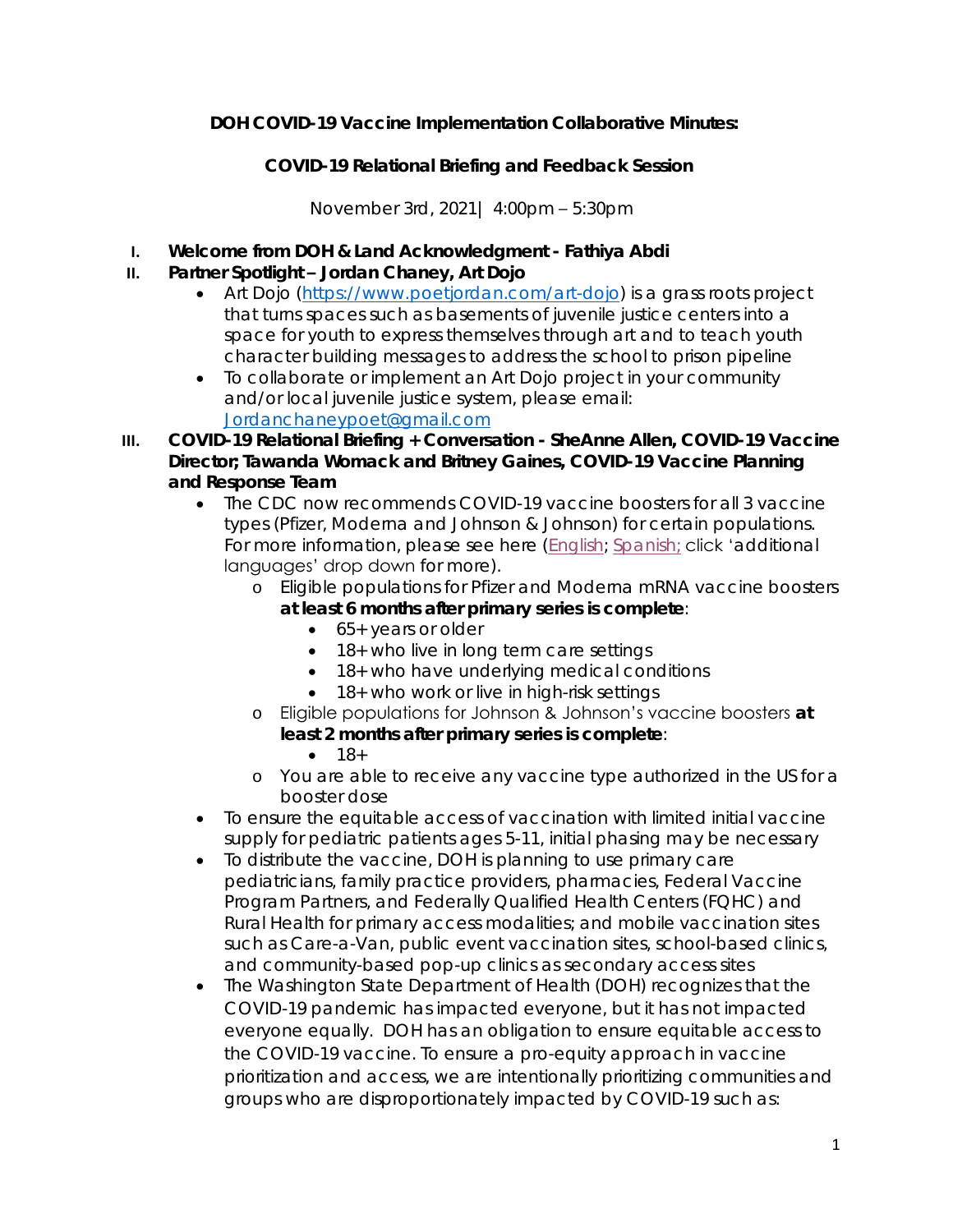**DOH COVID-19 Vaccine Implementation Collaborative Minutes:**

**COVID-19 Relational Briefing and Feedback Session**

November 3rd, 2021| 4:00pm – 5:30pm

I. **Welcome from DOH & Land Acknowledgment - Fathiya Abdi**

II. **Partner Spotlight – Jordan Chaney, Art Dojo**
   - Art Dojo (https://www.poetjordan.com/art-dojo) is a grass roots project that turns spaces such as basements of juvenile justice centers into a space for youth to express themselves through art and to teach youth character building messages to address the school to prison pipeline
   - To collaborate or implement an Art Dojo project in your community and/or local juvenile justice system, please email: Jordanchaneypoet@gmail.com

III. **COVID-19 Relational Briefing + Conversation - SheAnne Allen, COVID-19 Vaccine Director; Tawanda Womack and Britney Gaines, COVID-19 Vaccine Planning and Response Team**
   - The CDC now recommends COVID-19 vaccine boosters for all 3 vaccine types (Pfizer, Moderna and Johnson & Johnson) for certain populations. For more information, please see here (English; Spanish; click 'additional languages' drop down for more).
     - Eligible populations for Pfizer and Moderna mRNA vaccine boosters **at least 6 months after primary series is complete**:
       - 65+ years or older
       - 18+ who live in long term care settings
       - 18+ who have underlying medical conditions
       - 18+ who work or live in high-risk settings
     - Eligible populations for Johnson & Johnson's vaccine boosters **at least 2 months after primary series is complete**:
       - 18+
     - You are able to receive any vaccine type authorized in the US for a booster dose
   - To ensure the equitable access of vaccination with limited initial vaccine supply for pediatric patients ages 5-11, initial phasing may be necessary
   - To distribute the vaccine, DOH is planning to use primary care pediatricians, family practice providers, pharmacies, Federal Vaccine Program Partners, and Federally Qualified Health Centers (FQHC) and Rural Health for primary access modalities; and mobile vaccination sites such as Care-a-Van, public event vaccination sites, school-based clinics, and community-based pop-up clinics as secondary access sites
   - The Washington State Department of Health (DOH) recognizes that the COVID-19 pandemic has impacted everyone, but it has not impacted everyone equally. DOH has an obligation to ensure equitable access to the COVID-19 vaccine. To ensure a pro-equity approach in vaccine prioritization and access, we are intentionally prioritizing communities and groups who are disproportionately impacted by COVID-19 such as: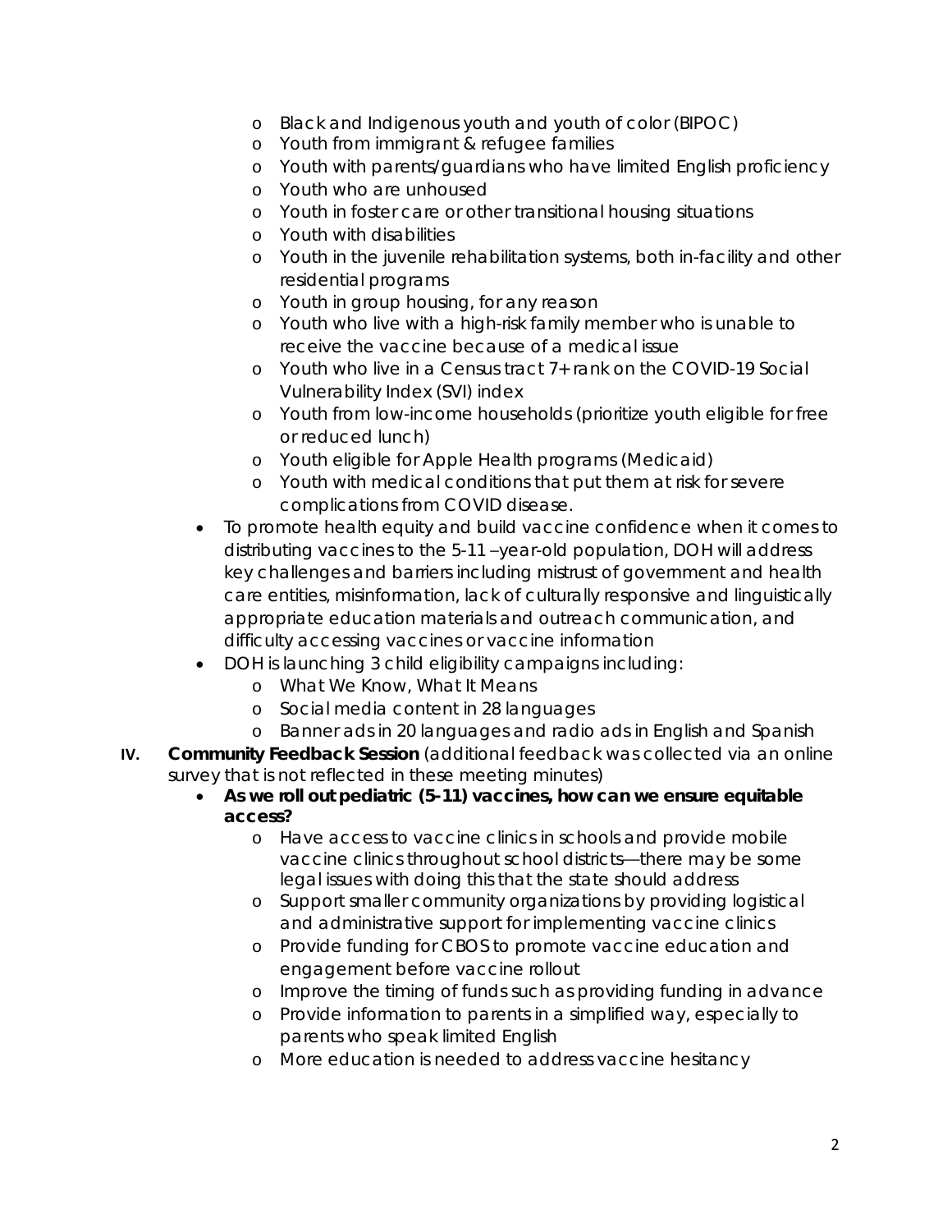- Black and Indigenous youth and youth of color (BIPOC)
  - Youth from immigrant & refugee families
  - Youth with parents/guardians who have limited English proficiency
  - Youth who are unhoused
  - Youth in foster care or other transitional housing situations
  - Youth with disabilities
  - Youth in the juvenile rehabilitation systems, both in-facility and other residential programs
  - Youth in group housing, for any reason
  - Youth who live with a high-risk family member who is unable to receive the vaccine because of a medical issue
  - Youth who live in a Census tract 7+ rank on the COVID-19 Social Vulnerability Index (SVI) index
  - Youth from low-income households (prioritize youth eligible for free or reduced lunch)
  - Youth eligible for Apple Health programs (Medicaid)
  - Youth with medical conditions that put them at risk for severe complications from COVID disease.
- To promote health equity and build vaccine confidence when it comes to distributing vaccines to the 5-11 –year-old population, DOH will address key challenges and barriers including mistrust of government and health care entities, misinformation, lack of culturally responsive and linguistically appropriate education materials and outreach communication, and difficulty accessing vaccines or vaccine information
- DOH is launching 3 child eligibility campaigns including:
  - What We Know, What It Means
  - Social media content in 28 languages
  - Banner ads in 20 languages and radio ads in English and Spanish

IV. **Community Feedback Session** (additional feedback was collected via an online survey that is not reflected in these meeting minutes)

- **As we roll out pediatric (5-11) vaccines, how can we ensure equitable access?**
  - Have access to vaccine clinics in schools and provide mobile vaccine clinics throughout school districts—there may be some legal issues with doing this that the state should address
  - Support smaller community organizations by providing logistical and administrative support for implementing vaccine clinics
  - Provide funding for CBOS to promote vaccine education and engagement before vaccine rollout
  - Improve the timing of funds such as providing funding in advance
  - Provide information to parents in a simplified way, especially to parents who speak limited English
  - More education is needed to address vaccine hesitancy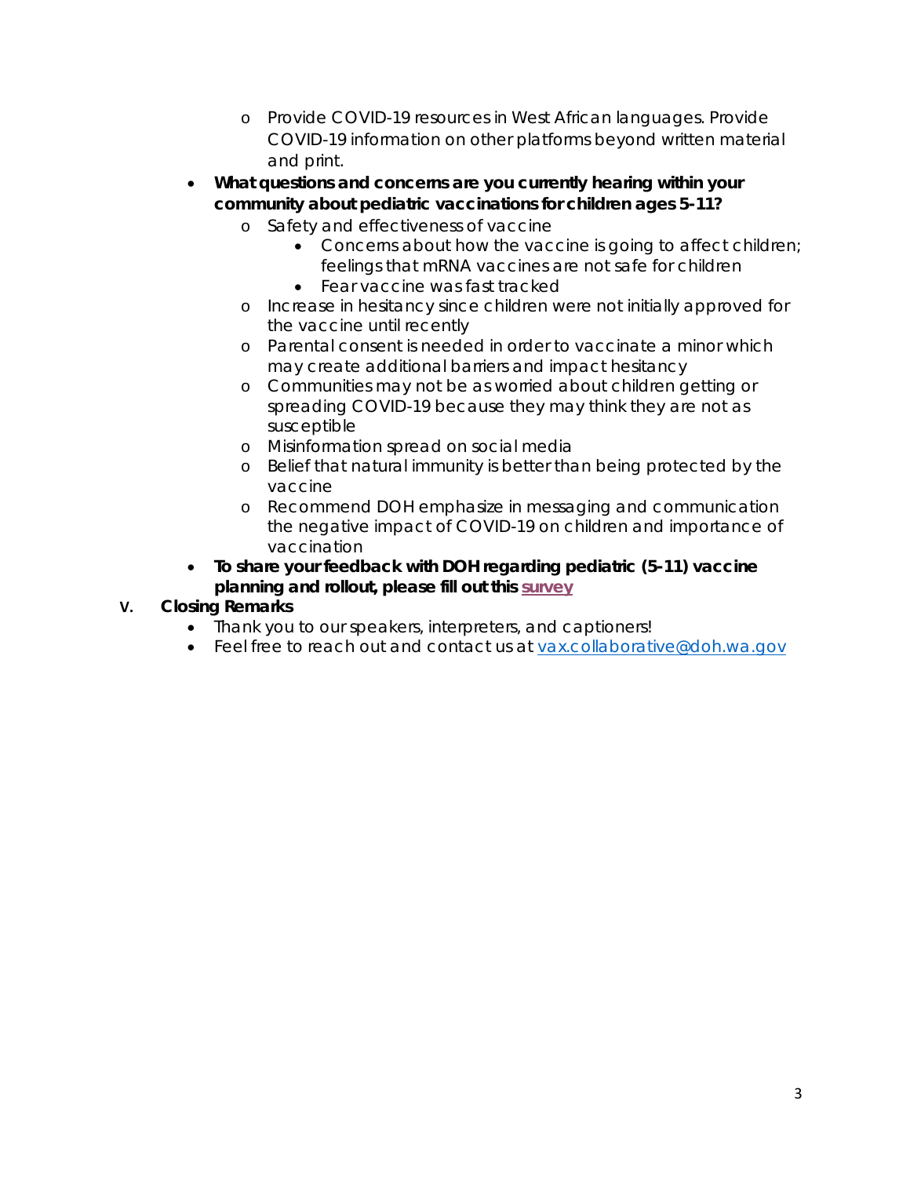- Provide COVID-19 resources in West African languages. Provide COVID-19 information on other platforms beyond written material and print.
- **What questions and concerns are you currently hearing within your community about pediatric vaccinations for children ages 5-11?**
    - Safety and effectiveness of vaccine
        - Concerns about how the vaccine is going to affect children; feelings that mRNA vaccines are not safe for children
        - Fear vaccine was fast tracked
    - Increase in hesitancy since children were not initially approved for the vaccine until recently
    - Parental consent is needed in order to vaccinate a minor which may create additional barriers and impact hesitancy
    - Communities may not be as worried about children getting or spreading COVID-19 because they may think they are not as susceptible
    - Misinformation spread on social media
    - Belief that natural immunity is better than being protected by the vaccine
    - Recommend DOH emphasize in messaging and communication the negative impact of COVID-19 on children and importance of vaccination
- **To share your feedback with DOH regarding pediatric (5-11) vaccine planning and rollout, please fill out this survey**

V. **Closing Remarks**

- Thank you to our speakers, interpreters, and captioners!
- Feel free to reach out and contact us at vax.collaborative@doh.wa.gov